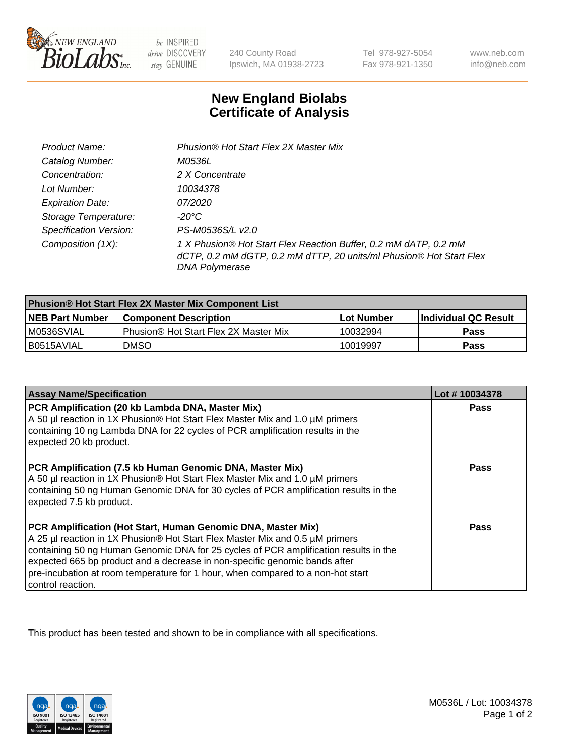240 County Road
Ipswich, MA 01938-2723

Tel 978-927-5054
Fax 978-921-1350

www.neb.com
info@neb.com

# New England Biolabs
# Certificate of Analysis

| | |
|---|---|
| *Product Name:* | *Phusion® Hot Start Flex 2X Master Mix* |
| *Catalog Number:* | *M0536L* |
| *Concentration:* | *2 X Concentrate* |
| *Lot Number:* | *10034378* |
| *Expiration Date:* | *07/2020* |
| *Storage Temperature:* | *-20°C* |
| *Specification Version:* | *PS-M0536S/L v2.0* |
| *Composition (1X):* | *1 X Phusion® Hot Start Flex Reaction Buffer, 0.2 mM dATP, 0.2 mM dCTP, 0.2 mM dGTP, 0.2 mM dTTP, 20 units/ml Phusion® Hot Start Flex DNA Polymerase* |

| **Phusion® Hot Start Flex 2X Master Mix Component List** | | | |
|---|---|---|---|
| **NEB Part Number** | **Component Description** | **Lot Number** | **Individual QC Result** |
| M0536SVIAL | Phusion® Hot Start Flex 2X Master Mix | 10032994 | **Pass** |
| B0515AVIAL | DMSO | 10019997 | **Pass** |

| **Assay Name/Specification** | **Lot # 10034378** |
|---|---|
| **PCR Amplification (20 kb Lambda DNA, Master Mix)**<br>A 50 µl reaction in 1X Phusion® Hot Start Flex Master Mix and 1.0 µM primers containing 10 ng Lambda DNA for 22 cycles of PCR amplification results in the expected 20 kb product. | **Pass** |
| **PCR Amplification (7.5 kb Human Genomic DNA, Master Mix)**<br>A 50 µl reaction in 1X Phusion® Hot Start Flex Master Mix and 1.0 µM primers containing 50 ng Human Genomic DNA for 30 cycles of PCR amplification results in the expected 7.5 kb product. | **Pass** |
| **PCR Amplification (Hot Start, Human Genomic DNA, Master Mix)**<br>A 25 µl reaction in 1X Phusion® Hot Start Flex Master Mix and 0.5 µM primers containing 50 ng Human Genomic DNA for 25 cycles of PCR amplification results in the expected 665 bp product and a decrease in non-specific genomic bands after pre-incubation at room temperature for 1 hour, when compared to a non-hot start control reaction. | **Pass** |

This product has been tested and shown to be in compliance with all specifications.

M0536L / Lot: 10034378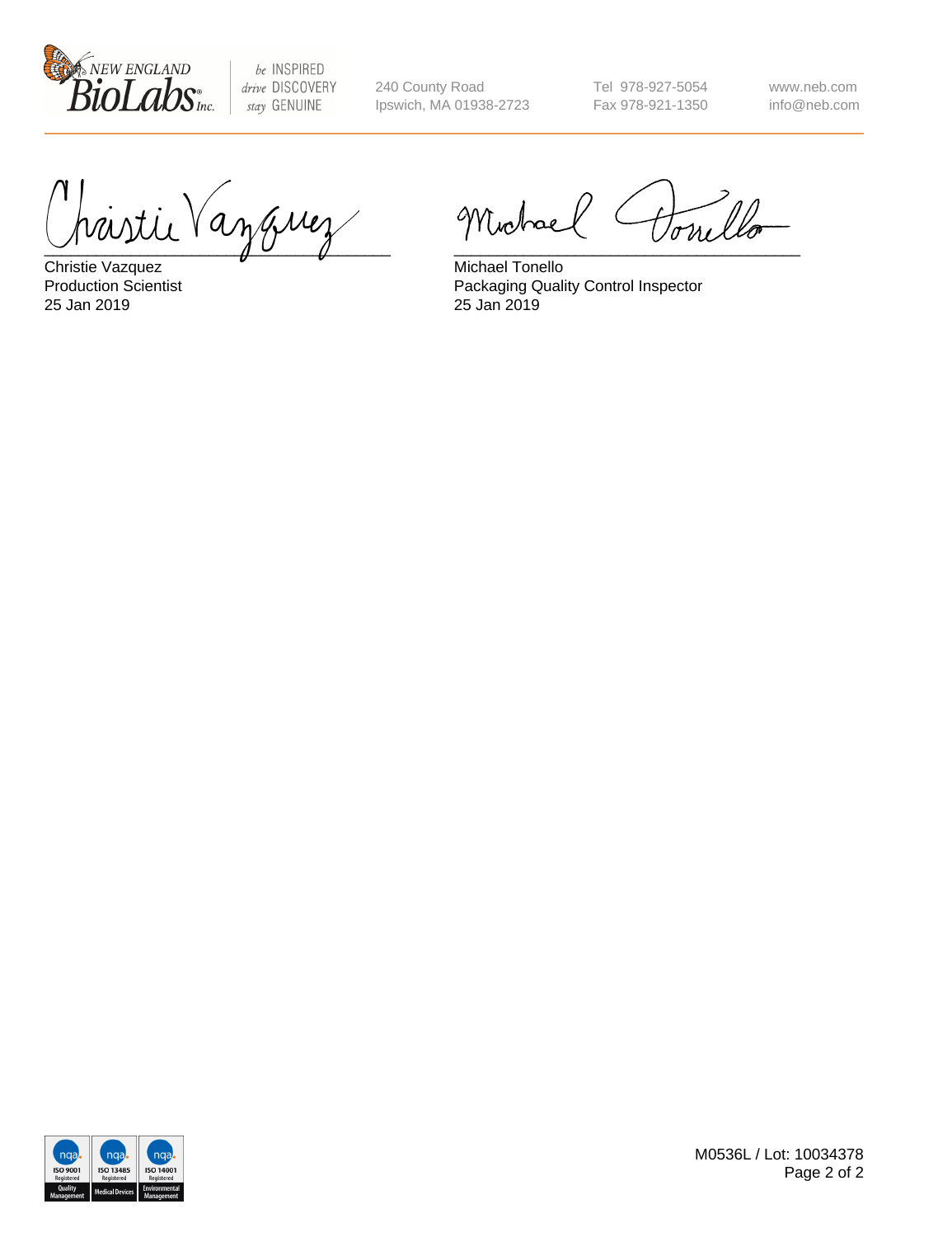Christie Vazquez
Production Scientist
25 Jan 2019

Michael Tonello
Packaging Quality Control Inspector
25 Jan 2019

M0536L / Lot: 10034378